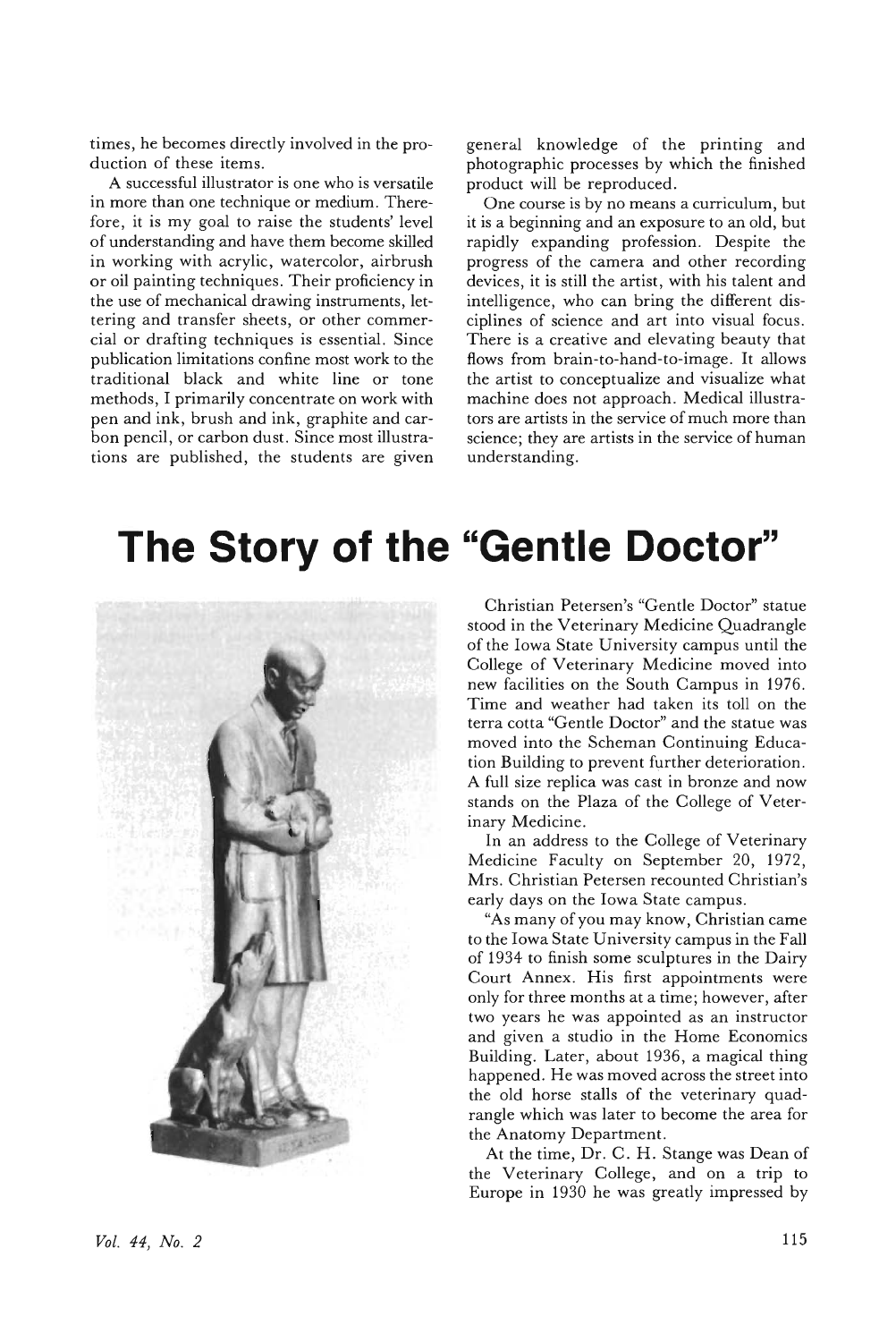times, he becomes directly involved in the production of these items.

A successful illustrator is one who is versatile in more than one technique or medium. Therefore, it is my goal to raise the students' level of understanding and have them become skilled in working with acrylic, watercolor, airbrush or oil painting techniques. Their proficiency in the use of mechanical drawing instruments, lettering and transfer sheets, or other commercial or drafting techniques is essential. Since publication limitations confine most work to the traditional black and white line or tone methods, I primarily concentrate on work with pen and ink, brush and ink, graphite and carbon pencil, or carbon dust. Since most illustrations are published, the students are given general knowledge of the printing and photographic processes by which the finished product will be reproduced.

One course is by no means a curriculum, but it is a beginning and an exposure to an old, but rapidly expanding profession. Despite the progress of the camera and other recording devices, it is still the artist, with his talent and intelligence, who can bring the different disciplines of science and art into visual focus. There is a creative and elevating beauty that flows from brain-to-hand-to-image. It allows the artist to conceptualize and visualize what machine does not approach. Medical illustrators are artists in the service of much more than science; they are artists in the service of human understanding.

# The Story of the "Gentle Doctor"

Christian Petersen's "Gentle Doctor" statue stood in the Veterinary Medicine Quadrangle of the Iowa State University campus until the College of Veterinary Medicine moved into new facilities on the South Campus in 1976. Time and weather had taken its toll on the terra cotta "Gentle Doctor" and the statue was moved into the Scheman Continuing Education Building to prevent further deterioration. A full size replica was cast in bronze and now stands on the Plaza of the College of Veterinary Medicine.

In an address to the College of Veterinary Medicine Faculty on September 20, 1972, Mrs. Christian Petersen recounted Christian's early days on the Iowa State campus.

"As many of you may know, Christian came to the Iowa State University campus in the Fall of 1934 to finish some sculptures in the Dairy Court Annex. His first appointments were only for three months at a time; however, after two years he was appointed as an instructor and given a studio in the Home Economics Building. Later, about 1936, a magical thing happened. He was moved across the street into the old horse stalls of the veterinary quadrangle which was later to become the area for the Anatomy Department.

At the time, Dr. C. H. Stange was Dean of the Veterinary College, and on a trip to Europe in 1930 he was greatly impressed by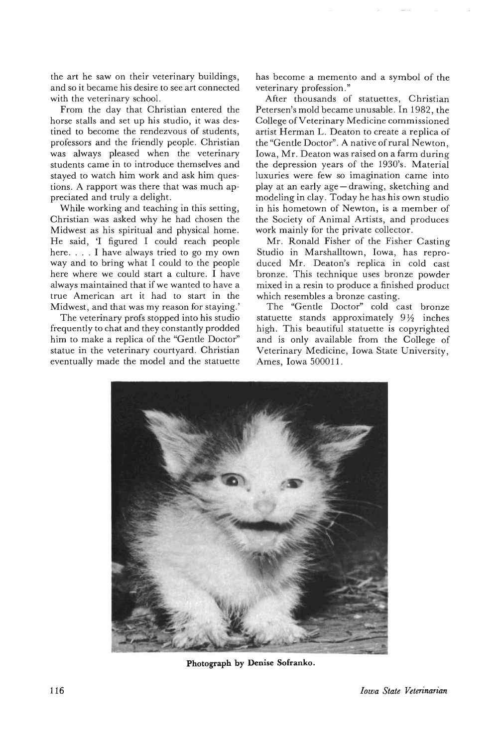the art he saw on their veterinary buildings, and so it became his desire to see art connected with the veterinary school.

From the day that Christian entered the horse stalls and set up his studio, it was destined to become the rendezvous of students, professors and the friendly people. Christian was always pleased when the veterinary students came in to introduce themselves and stayed to watch him work and ask him questions. A rapport was there that was much appreciated and truly a delight.

While working and teaching in this setting, Christian was asked why he had chosen the Midwest as his spiritual and physical home. He said, 'I figured I could reach people here. . . . I have always tried to go my own way and to bring what I could to the people here where we could start a culture. I have always maintained that if we wanted to have a true American art it had to start in the Midwest, and that was my reason for staying.'

The veterinary profs stopped into his studio frequently to chat and they constantly prodded him to make a replica of the "Gentle Doctor" statue in the veterinary courtyard. Christian eventually made the model and the statuette has become a memento and a symbol of the veterinary profession."

After thousands of statuettes, Christian Petersen's mold became unusable. In 1982, the College of Veterinary Medicine commissioned artist Herman L. Deaton to create a replica of the "Gentle Doctor". A native of rural Newton, Iowa, Mr. Deaton was raised on a farm during the depression years of the 1930's. Material luxuries were few so imagination came into play at an early age—drawing, sketching and modeling in clay. Today he has his own studio in his hometown of Newton, is a member of the Society of Animal Artists, and produces work mainly for the private collector.

Mr. Ronald Fisher of the Fisher Casting Studio in Marshalltown, Iowa, has reproduced Mr. Deaton's replica in cold cast bronze. This technique uses bronze powder mixed in a resin to produce a finished product which resembles a bronze casting.

The "Gentle Doctor" cold cast bronze statuette stands approximately 9½ inches high. This beautiful statuette is copyrighted and is only available from the College of Veterinary Medicine, Iowa State University, Ames, Iowa 500011.

**Photograph by Denise Sofranko.**